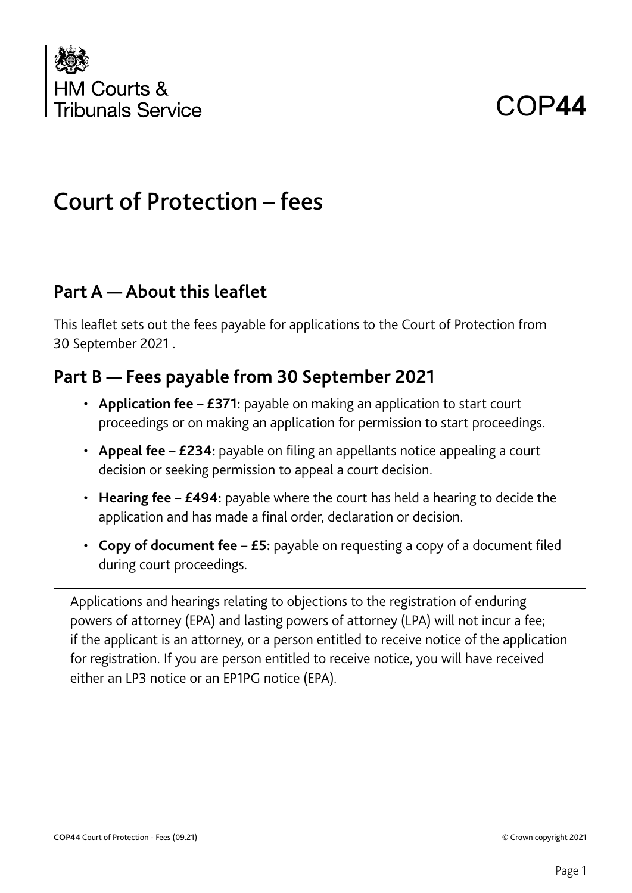HM Courts & Tribunals Service

COP**44**

# Court of Protection – fees

## Part A — About this leaflet

This leaflet sets out the fees payable for applications to the Court of Protection from 30 September 2021 .

## Part B — Fees payable from 30 September 2021

- **Application fee – £371:** payable on making an application to start court proceedings or on making an application for permission to start proceedings.
- **Appeal fee – £234:** payable on filing an appellants notice appealing a court decision or seeking permission to appeal a court decision.
- **Hearing fee – £494:** payable where the court has held a hearing to decide the application and has made a final order, declaration or decision.
- **Copy of document fee – £5:** payable on requesting a copy of a document filed during court proceedings.

Applications and hearings relating to objections to the registration of enduring powers of attorney (EPA) and lasting powers of attorney (LPA) will not incur a fee; if the applicant is an attorney, or a person entitled to receive notice of the application for registration. If you are person entitled to receive notice, you will have received either an LP3 notice or an EP1PG notice (EPA).

**COP44** Court of Protection - Fees (09.21) © Crown copyright 2021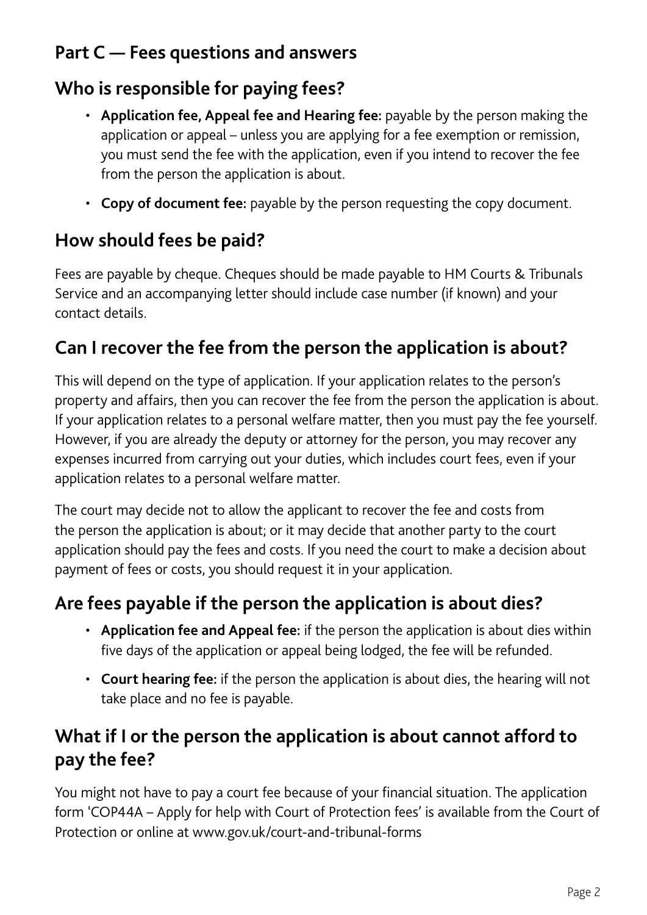## Part C — Fees questions and answers

## Who is responsible for paying fees?

- **Application fee, Appeal fee and Hearing fee:** payable by the person making the application or appeal – unless you are applying for a fee exemption or remission, you must send the fee with the application, even if you intend to recover the fee from the person the application is about.
- **Copy of document fee:** payable by the person requesting the copy document.

## How should fees be paid?

Fees are payable by cheque. Cheques should be made payable to HM Courts & Tribunals Service and an accompanying letter should include case number (if known) and your contact details.

## Can I recover the fee from the person the application is about?

This will depend on the type of application. If your application relates to the person's property and affairs, then you can recover the fee from the person the application is about. If your application relates to a personal welfare matter, then you must pay the fee yourself. However, if you are already the deputy or attorney for the person, you may recover any expenses incurred from carrying out your duties, which includes court fees, even if your application relates to a personal welfare matter.

The court may decide not to allow the applicant to recover the fee and costs from the person the application is about; or it may decide that another party to the court application should pay the fees and costs. If you need the court to make a decision about payment of fees or costs, you should request it in your application.

## Are fees payable if the person the application is about dies?

- **Application fee and Appeal fee:** if the person the application is about dies within five days of the application or appeal being lodged, the fee will be refunded.
- **Court hearing fee:** if the person the application is about dies, the hearing will not take place and no fee is payable.

## What if I or the person the application is about cannot afford to pay the fee?

You might not have to pay a court fee because of your financial situation. The application form 'COP44A – Apply for help with Court of Protection fees' is available from the Court of Protection or online at www.gov.uk/court-and-tribunal-forms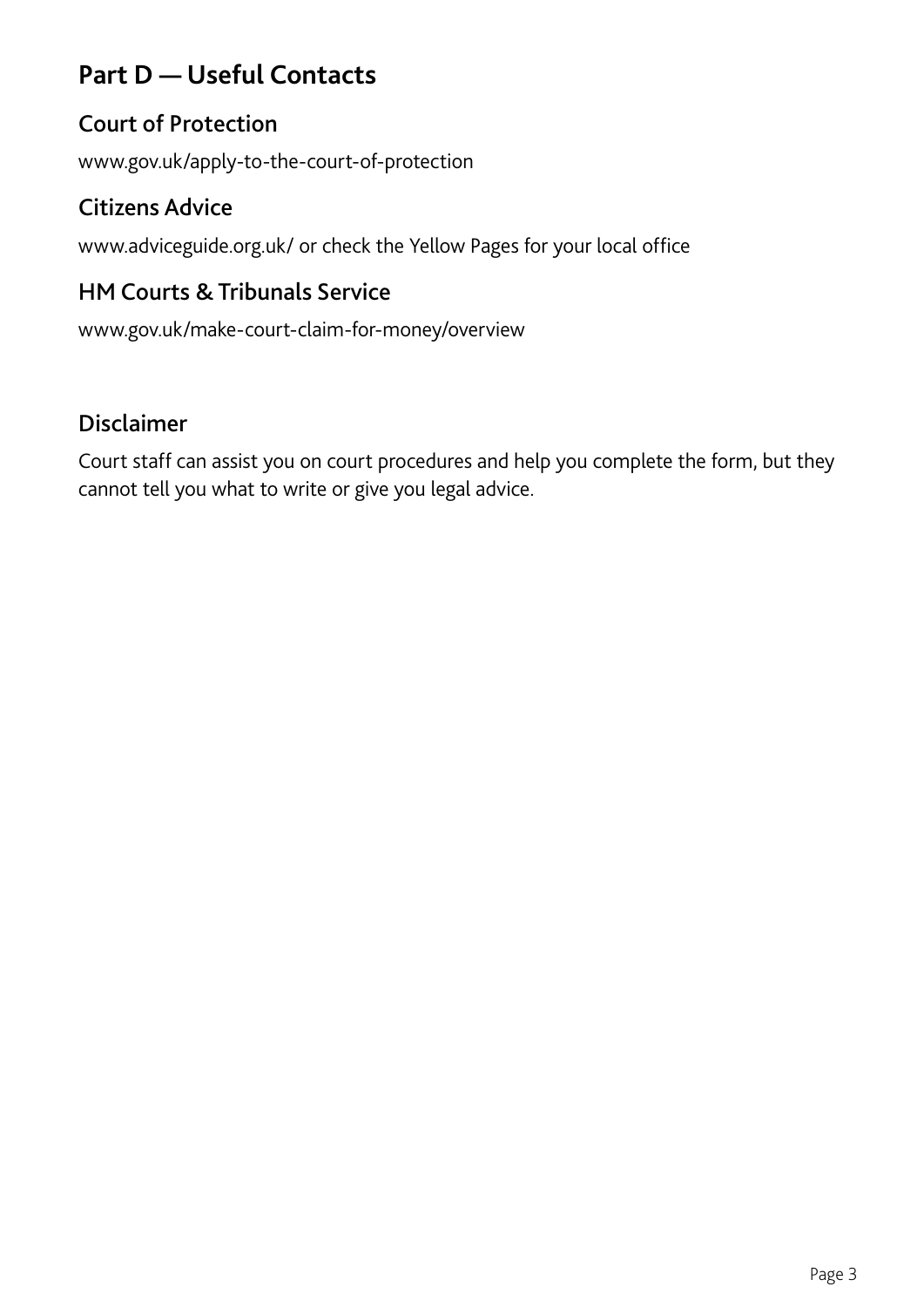## Part D — Useful Contacts

### Court of Protection

www.gov.uk/apply-to-the-court-of-protection

### Citizens Advice

www.adviceguide.org.uk/ or check the Yellow Pages for your local office

### HM Courts & Tribunals Service

www.gov.uk/make-court-claim-for-money/overview

### Disclaimer

Court staff can assist you on court procedures and help you complete the form, but they cannot tell you what to write or give you legal advice.